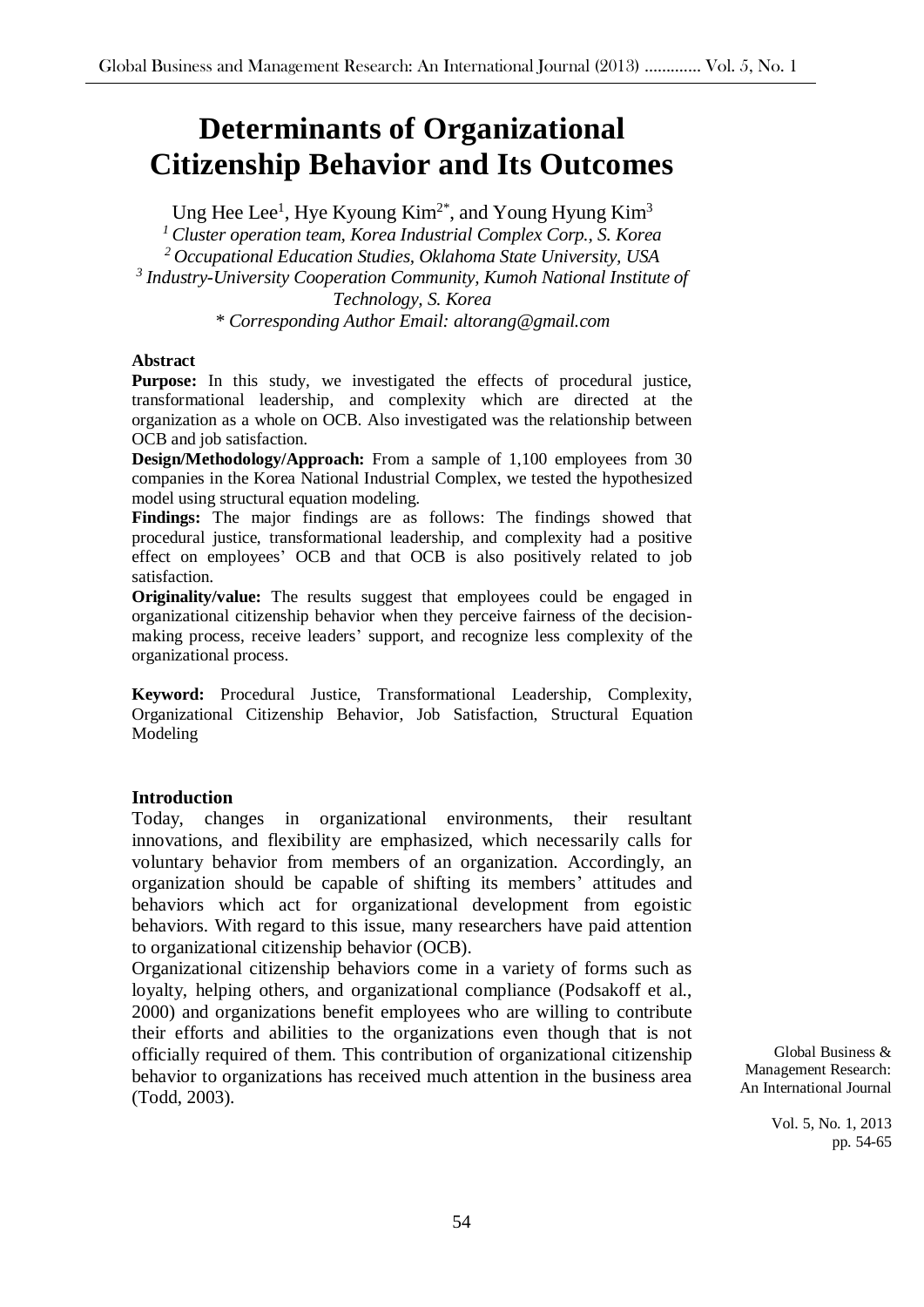# Determinants of Organizational Citizenship Behavior and Its Outcomes

Ung Hee Lee[1], Hye Kyoung Kim[2*], and Young Hyung Kim[3]

[1] *Cluster operation team, Korea Industrial Complex Corp., S. Korea*
[2] *Occupational Education Studies, Oklahoma State University, USA*
[3] *Industry-University Cooperation Community, Kumoh National Institute of Technology, S. Korea*
\* *Corresponding Author Email: altorang@gmail.com*

**Abstract**

**Purpose:** In this study, we investigated the effects of procedural justice, transformational leadership, and complexity which are directed at the organization as a whole on OCB. Also investigated was the relationship between OCB and job satisfaction.

**Design/Methodology/Approach:** From a sample of 1,100 employees from 30 companies in the Korea National Industrial Complex, we tested the hypothesized model using structural equation modeling.

**Findings:** The major findings are as follows: The findings showed that procedural justice, transformational leadership, and complexity had a positive effect on employees' OCB and that OCB is also positively related to job satisfaction.

**Originality/value:** The results suggest that employees could be engaged in organizational citizenship behavior when they perceive fairness of the decision-making process, receive leaders' support, and recognize less complexity of the organizational process.

**Keyword:** Procedural Justice, Transformational Leadership, Complexity, Organizational Citizenship Behavior, Job Satisfaction, Structural Equation Modeling

## Introduction

Today, changes in organizational environments, their resultant innovations, and flexibility are emphasized, which necessarily calls for voluntary behavior from members of an organization. Accordingly, an organization should be capable of shifting its members' attitudes and behaviors which act for organizational development from egoistic behaviors. With regard to this issue, many researchers have paid attention to organizational citizenship behavior (OCB).

Organizational citizenship behaviors come in a variety of forms such as loyalty, helping others, and organizational compliance (Podsakoff et al., 2000) and organizations benefit employees who are willing to contribute their efforts and abilities to the organizations even though that is not officially required of them. This contribution of organizational citizenship behavior to organizations has received much attention in the business area (Todd, 2003).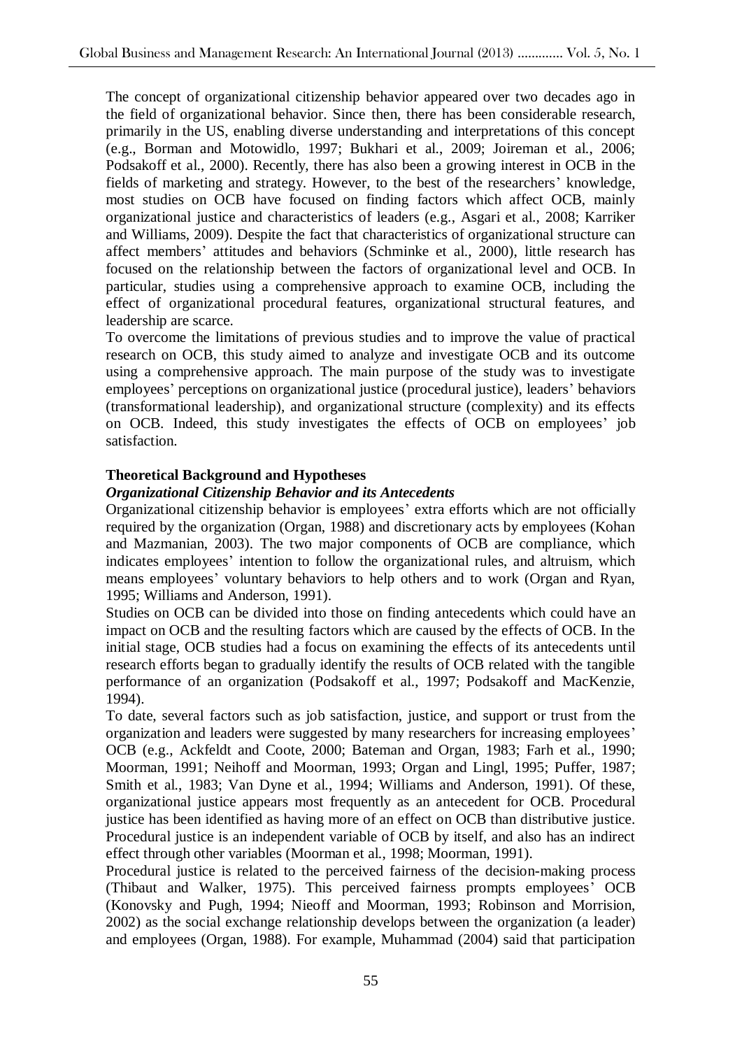The concept of organizational citizenship behavior appeared over two decades ago in the field of organizational behavior. Since then, there has been considerable research, primarily in the US, enabling diverse understanding and interpretations of this concept (e.g., Borman and Motowidlo, 1997; Bukhari et al., 2009; Joireman et al., 2006; Podsakoff et al., 2000). Recently, there has also been a growing interest in OCB in the fields of marketing and strategy. However, to the best of the researchers' knowledge, most studies on OCB have focused on finding factors which affect OCB, mainly organizational justice and characteristics of leaders (e.g., Asgari et al., 2008; Karriker and Williams, 2009). Despite the fact that characteristics of organizational structure can affect members' attitudes and behaviors (Schminke et al., 2000), little research has focused on the relationship between the factors of organizational level and OCB. In particular, studies using a comprehensive approach to examine OCB, including the effect of organizational procedural features, organizational structural features, and leadership are scarce.

To overcome the limitations of previous studies and to improve the value of practical research on OCB, this study aimed to analyze and investigate OCB and its outcome using a comprehensive approach. The main purpose of the study was to investigate employees' perceptions on organizational justice (procedural justice), leaders' behaviors (transformational leadership), and organizational structure (complexity) and its effects on OCB. Indeed, this study investigates the effects of OCB on employees' job satisfaction.

## Theoretical Background and Hypotheses

### *Organizational Citizenship Behavior and its Antecedents*

Organizational citizenship behavior is employees' extra efforts which are not officially required by the organization (Organ, 1988) and discretionary acts by employees (Kohan and Mazmanian, 2003). The two major components of OCB are compliance, which indicates employees' intention to follow the organizational rules, and altruism, which means employees' voluntary behaviors to help others and to work (Organ and Ryan, 1995; Williams and Anderson, 1991).

Studies on OCB can be divided into those on finding antecedents which could have an impact on OCB and the resulting factors which are caused by the effects of OCB. In the initial stage, OCB studies had a focus on examining the effects of its antecedents until research efforts began to gradually identify the results of OCB related with the tangible performance of an organization (Podsakoff et al., 1997; Podsakoff and MacKenzie, 1994).

To date, several factors such as job satisfaction, justice, and support or trust from the organization and leaders were suggested by many researchers for increasing employees' OCB (e.g., Ackfeldt and Coote, 2000; Bateman and Organ, 1983; Farh et al., 1990; Moorman, 1991; Neihoff and Moorman, 1993; Organ and Lingl, 1995; Puffer, 1987; Smith et al., 1983; Van Dyne et al., 1994; Williams and Anderson, 1991). Of these, organizational justice appears most frequently as an antecedent for OCB. Procedural justice has been identified as having more of an effect on OCB than distributive justice. Procedural justice is an independent variable of OCB by itself, and also has an indirect effect through other variables (Moorman et al., 1998; Moorman, 1991).

Procedural justice is related to the perceived fairness of the decision-making process (Thibaut and Walker, 1975). This perceived fairness prompts employees' OCB (Konovsky and Pugh, 1994; Nieoff and Moorman, 1993; Robinson and Morrision, 2002) as the social exchange relationship develops between the organization (a leader) and employees (Organ, 1988). For example, Muhammad (2004) said that participation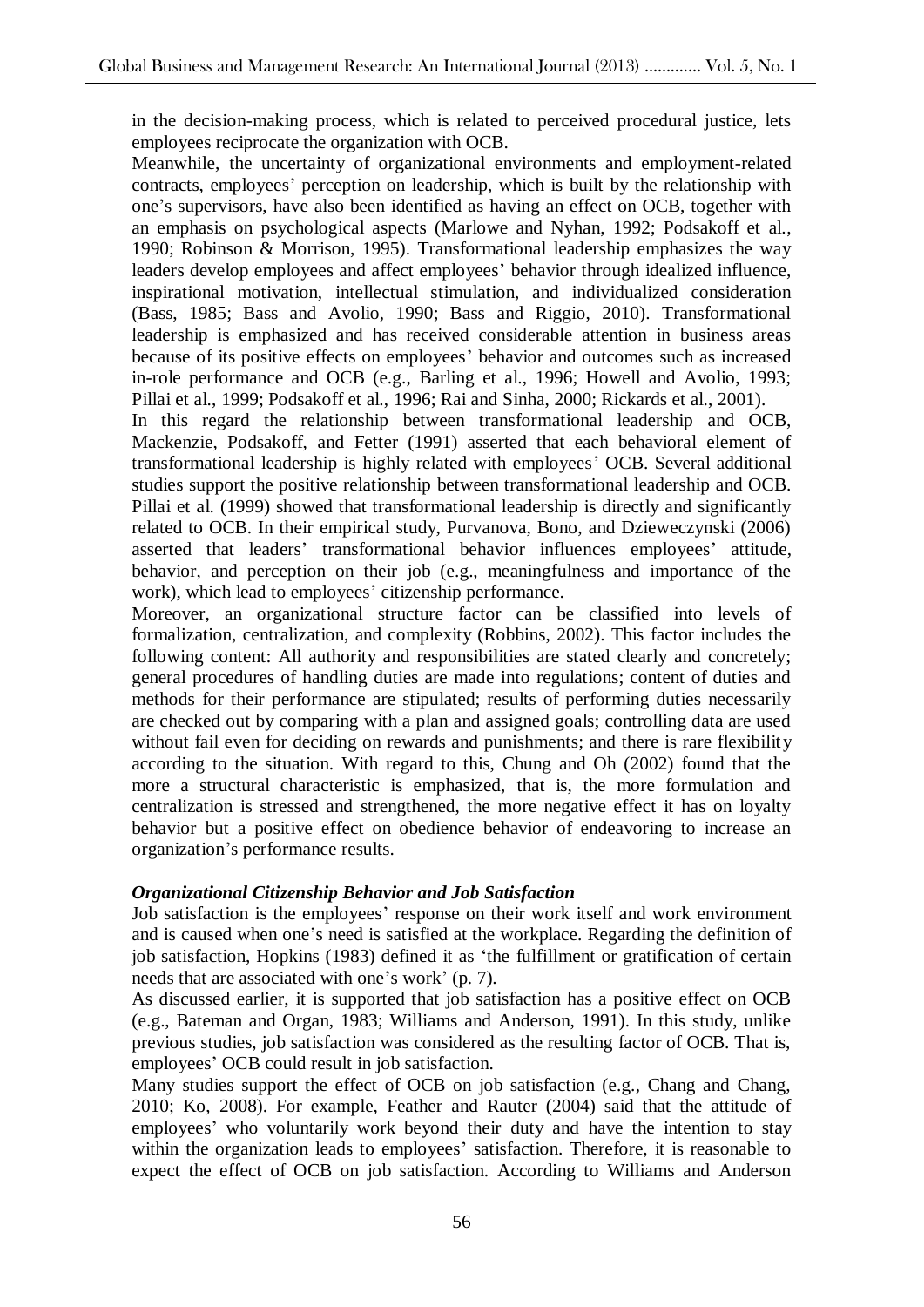in the decision-making process, which is related to perceived procedural justice, lets employees reciprocate the organization with OCB.

Meanwhile, the uncertainty of organizational environments and employment-related contracts, employees' perception on leadership, which is built by the relationship with one's supervisors, have also been identified as having an effect on OCB, together with an emphasis on psychological aspects (Marlowe and Nyhan, 1992; Podsakoff et al., 1990; Robinson & Morrison, 1995). Transformational leadership emphasizes the way leaders develop employees and affect employees' behavior through idealized influence, inspirational motivation, intellectual stimulation, and individualized consideration (Bass, 1985; Bass and Avolio, 1990; Bass and Riggio, 2010). Transformational leadership is emphasized and has received considerable attention in business areas because of its positive effects on employees' behavior and outcomes such as increased in-role performance and OCB (e.g., Barling et al., 1996; Howell and Avolio, 1993; Pillai et al., 1999; Podsakoff et al., 1996; Rai and Sinha, 2000; Rickards et al., 2001).

In this regard the relationship between transformational leadership and OCB, Mackenzie, Podsakoff, and Fetter (1991) asserted that each behavioral element of transformational leadership is highly related with employees' OCB. Several additional studies support the positive relationship between transformational leadership and OCB. Pillai et al. (1999) showed that transformational leadership is directly and significantly related to OCB. In their empirical study, Purvanova, Bono, and Dzieweczynski (2006) asserted that leaders' transformational behavior influences employees' attitude, behavior, and perception on their job (e.g., meaningfulness and importance of the work), which lead to employees' citizenship performance.

Moreover, an organizational structure factor can be classified into levels of formalization, centralization, and complexity (Robbins, 2002). This factor includes the following content: All authority and responsibilities are stated clearly and concretely; general procedures of handling duties are made into regulations; content of duties and methods for their performance are stipulated; results of performing duties necessarily are checked out by comparing with a plan and assigned goals; controlling data are used without fail even for deciding on rewards and punishments; and there is rare flexibility according to the situation. With regard to this, Chung and Oh (2002) found that the more a structural characteristic is emphasized, that is, the more formulation and centralization is stressed and strengthened, the more negative effect it has on loyalty behavior but a positive effect on obedience behavior of endeavoring to increase an organization's performance results.

### *Organizational Citizenship Behavior and Job Satisfaction*

Job satisfaction is the employees' response on their work itself and work environment and is caused when one's need is satisfied at the workplace. Regarding the definition of job satisfaction, Hopkins (1983) defined it as 'the fulfillment or gratification of certain needs that are associated with one's work' (p. 7).

As discussed earlier, it is supported that job satisfaction has a positive effect on OCB (e.g., Bateman and Organ, 1983; Williams and Anderson, 1991). In this study, unlike previous studies, job satisfaction was considered as the resulting factor of OCB. That is, employees' OCB could result in job satisfaction.

Many studies support the effect of OCB on job satisfaction (e.g., Chang and Chang, 2010; Ko, 2008). For example, Feather and Rauter (2004) said that the attitude of employees' who voluntarily work beyond their duty and have the intention to stay within the organization leads to employees' satisfaction. Therefore, it is reasonable to expect the effect of OCB on job satisfaction. According to Williams and Anderson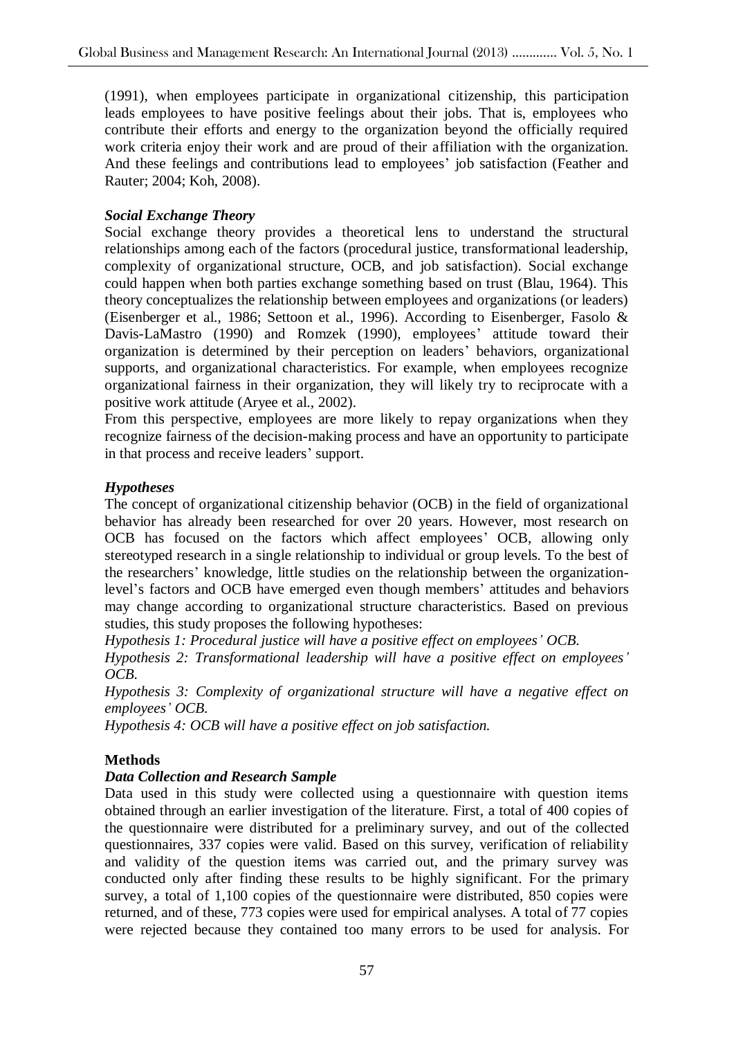(1991), when employees participate in organizational citizenship, this participation leads employees to have positive feelings about their jobs. That is, employees who contribute their efforts and energy to the organization beyond the officially required work criteria enjoy their work and are proud of their affiliation with the organization. And these feelings and contributions lead to employees' job satisfaction (Feather and Rauter; 2004; Koh, 2008).

### *Social Exchange Theory*

Social exchange theory provides a theoretical lens to understand the structural relationships among each of the factors (procedural justice, transformational leadership, complexity of organizational structure, OCB, and job satisfaction). Social exchange could happen when both parties exchange something based on trust (Blau, 1964). This theory conceptualizes the relationship between employees and organizations (or leaders) (Eisenberger et al., 1986; Settoon et al., 1996). According to Eisenberger, Fasolo & Davis-LaMastro (1990) and Romzek (1990), employees' attitude toward their organization is determined by their perception on leaders' behaviors, organizational supports, and organizational characteristics. For example, when employees recognize organizational fairness in their organization, they will likely try to reciprocate with a positive work attitude (Aryee et al., 2002).

From this perspective, employees are more likely to repay organizations when they recognize fairness of the decision-making process and have an opportunity to participate in that process and receive leaders' support.

### *Hypotheses*

The concept of organizational citizenship behavior (OCB) in the field of organizational behavior has already been researched for over 20 years. However, most research on OCB has focused on the factors which affect employees' OCB, allowing only stereotyped research in a single relationship to individual or group levels. To the best of the researchers' knowledge, little studies on the relationship between the organization-level's factors and OCB have emerged even though members' attitudes and behaviors may change according to organizational structure characteristics. Based on previous studies, this study proposes the following hypotheses:

*Hypothesis 1: Procedural justice will have a positive effect on employees' OCB.*

*Hypothesis 2: Transformational leadership will have a positive effect on employees' OCB.*

*Hypothesis 3: Complexity of organizational structure will have a negative effect on employees' OCB.*

*Hypothesis 4: OCB will have a positive effect on job satisfaction.*

## **Methods**

### *Data Collection and Research Sample*

Data used in this study were collected using a questionnaire with question items obtained through an earlier investigation of the literature. First, a total of 400 copies of the questionnaire were distributed for a preliminary survey, and out of the collected questionnaires, 337 copies were valid. Based on this survey, verification of reliability and validity of the question items was carried out, and the primary survey was conducted only after finding these results to be highly significant. For the primary survey, a total of 1,100 copies of the questionnaire were distributed, 850 copies were returned, and of these, 773 copies were used for empirical analyses. A total of 77 copies were rejected because they contained too many errors to be used for analysis. For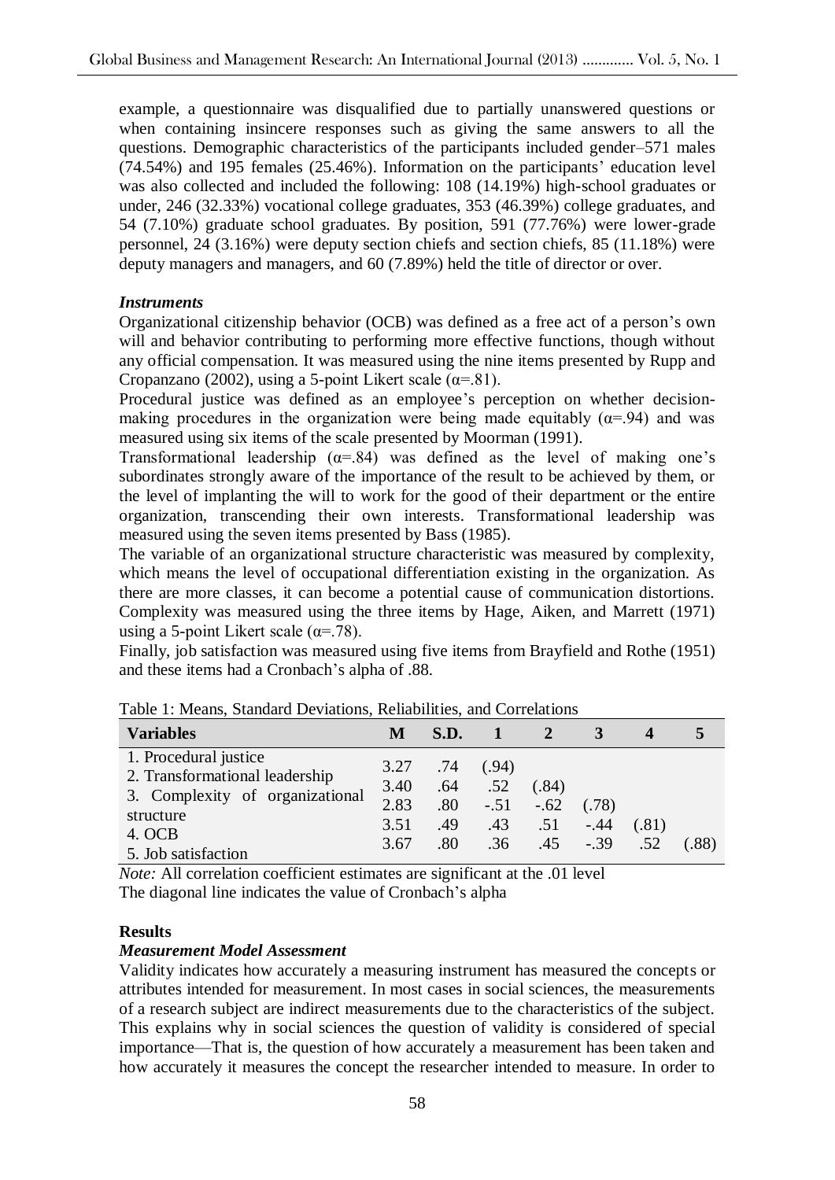example, a questionnaire was disqualified due to partially unanswered questions or when containing insincere responses such as giving the same answers to all the questions. Demographic characteristics of the participants included gender–571 males (74.54%) and 195 females (25.46%). Information on the participants' education level was also collected and included the following: 108 (14.19%) high-school graduates or under, 246 (32.33%) vocational college graduates, 353 (46.39%) college graduates, and 54 (7.10%) graduate school graduates. By position, 591 (77.76%) were lower-grade personnel, 24 (3.16%) were deputy section chiefs and section chiefs, 85 (11.18%) were deputy managers and managers, and 60 (7.89%) held the title of director or over.

### *Instruments*

Organizational citizenship behavior (OCB) was defined as a free act of a person's own will and behavior contributing to performing more effective functions, though without any official compensation. It was measured using the nine items presented by Rupp and Cropanzano (2002), using a 5-point Likert scale ($\alpha$=.81).

Procedural justice was defined as an employee's perception on whether decision-making procedures in the organization were being made equitably ($\alpha$=.94) and was measured using six items of the scale presented by Moorman (1991).

Transformational leadership ($\alpha$=.84) was defined as the level of making one's subordinates strongly aware of the importance of the result to be achieved by them, or the level of implanting the will to work for the good of their department or the entire organization, transcending their own interests. Transformational leadership was measured using the seven items presented by Bass (1985).

The variable of an organizational structure characteristic was measured by complexity, which means the level of occupational differentiation existing in the organization. As there are more classes, it can become a potential cause of communication distortions. Complexity was measured using the three items by Hage, Aiken, and Marrett (1971) using a 5-point Likert scale ($\alpha$=.78).

Finally, job satisfaction was measured using five items from Brayfield and Rothe (1951) and these items had a Cronbach's alpha of .88.

Table 1: Means, Standard Deviations, Reliabilities, and Correlations

| Variables | M | S.D. | 1 | 2 | 3 | 4 | 5 |
|---|---|---|---|---|---|---|---|
| 1. Procedural justice | 3.27 | .74 | (.94) | | | | |
| 2. Transformational leadership | 3.40 | .64 | .52 | (.84) | | | |
| 3. Complexity of organizational structure | 2.83 | .80 | -.51 | -.62 | (.78) | | |
| 4. OCB | 3.51 | .49 | .43 | .51 | -.44 | (.81) | |
| 5. Job satisfaction | 3.67 | .80 | .36 | .45 | -.39 | .52 | (.88) |

*Note:* All correlation coefficient estimates are significant at the .01 level
The diagonal line indicates the value of Cronbach's alpha

## Results

### *Measurement Model Assessment*

Validity indicates how accurately a measuring instrument has measured the concepts or attributes intended for measurement. In most cases in social sciences, the measurements of a research subject are indirect measurements due to the characteristics of the subject. This explains why in social sciences the question of validity is considered of special importance—That is, the question of how accurately a measurement has been taken and how accurately it measures the concept the researcher intended to measure. In order to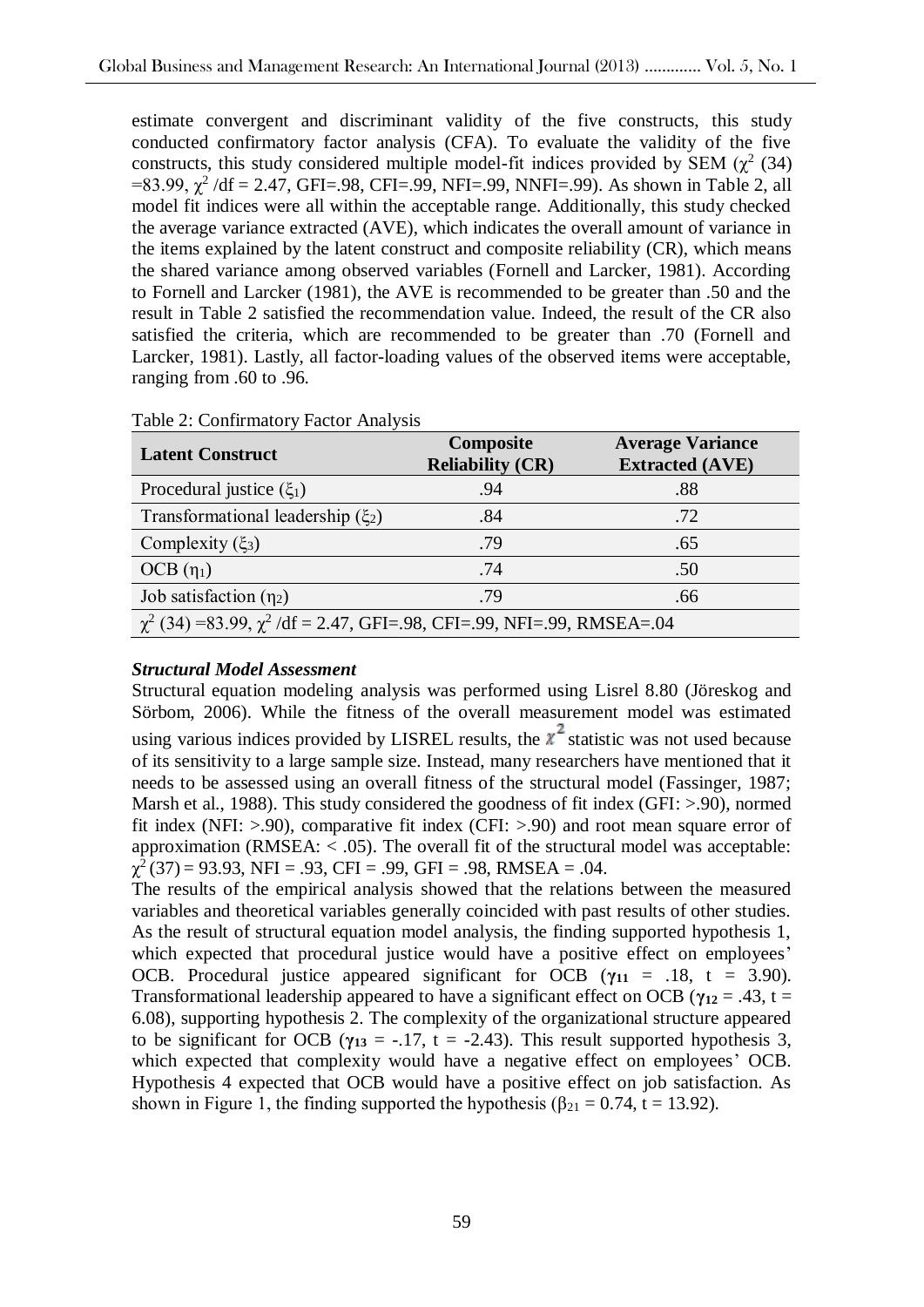estimate convergent and discriminant validity of the five constructs, this study conducted confirmatory factor analysis (CFA). To evaluate the validity of the five constructs, this study considered multiple model-fit indices provided by SEM ($\chi^2$ (34) =83.99, $\chi^2$ /df = 2.47, GFI=.98, CFI=.99, NFI=.99, NNFI=.99). As shown in Table 2, all model fit indices were all within the acceptable range. Additionally, this study checked the average variance extracted (AVE), which indicates the overall amount of variance in the items explained by the latent construct and composite reliability (CR), which means the shared variance among observed variables (Fornell and Larcker, 1981). According to Fornell and Larcker (1981), the AVE is recommended to be greater than .50 and the result in Table 2 satisfied the recommendation value. Indeed, the result of the CR also satisfied the criteria, which are recommended to be greater than .70 (Fornell and Larcker, 1981). Lastly, all factor-loading values of the observed items were acceptable, ranging from .60 to .96.

Table 2: Confirmatory Factor Analysis

| Latent Construct | Composite Reliability (CR) | Average Variance Extracted (AVE) |
|---|---|---|
| Procedural justice ($\xi_1$) | .94 | .88 |
| Transformational leadership ($\xi_2$) | .84 | .72 |
| Complexity ($\xi_3$) | .79 | .65 |
| OCB ($\eta_1$) | .74 | .50 |
| Job satisfaction ($\eta_2$) | .79 | .66 |
| $\chi^2$ (34) =83.99, $\chi^2$ /df = 2.47, GFI=.98, CFI=.99, NFI=.99, RMSEA=.04 | | |

***Structural Model Assessment***

Structural equation modeling analysis was performed using Lisrel 8.80 (Jöreskog and Sörbom, 2006). While the fitness of the overall measurement model was estimated using various indices provided by LISREL results, the $\chi^2$ statistic was not used because of its sensitivity to a large sample size. Instead, many researchers have mentioned that it needs to be assessed using an overall fitness of the structural model (Fassinger, 1987; Marsh et al., 1988). This study considered the goodness of fit index (GFI: >.90), normed fit index (NFI: >.90), comparative fit index (CFI: >.90) and root mean square error of approximation (RMSEA: < .05). The overall fit of the structural model was acceptable: $\chi^2$ (37) = 93.93, NFI = .93, CFI = .99, GFI = .98, RMSEA = .04.

The results of the empirical analysis showed that the relations between the measured variables and theoretical variables generally coincided with past results of other studies. As the result of structural equation model analysis, the finding supported hypothesis 1, which expected that procedural justice would have a positive effect on employees' OCB. Procedural justice appeared significant for OCB ($\gamma_{11}$ = .18, t = 3.90). Transformational leadership appeared to have a significant effect on OCB ($\gamma_{12}$ = .43, t = 6.08), supporting hypothesis 2. The complexity of the organizational structure appeared to be significant for OCB ($\gamma_{13}$ = -.17, t = -2.43). This result supported hypothesis 3, which expected that complexity would have a negative effect on employees' OCB. Hypothesis 4 expected that OCB would have a positive effect on job satisfaction. As shown in Figure 1, the finding supported the hypothesis ($\beta_{21}$ = 0.74, t = 13.92).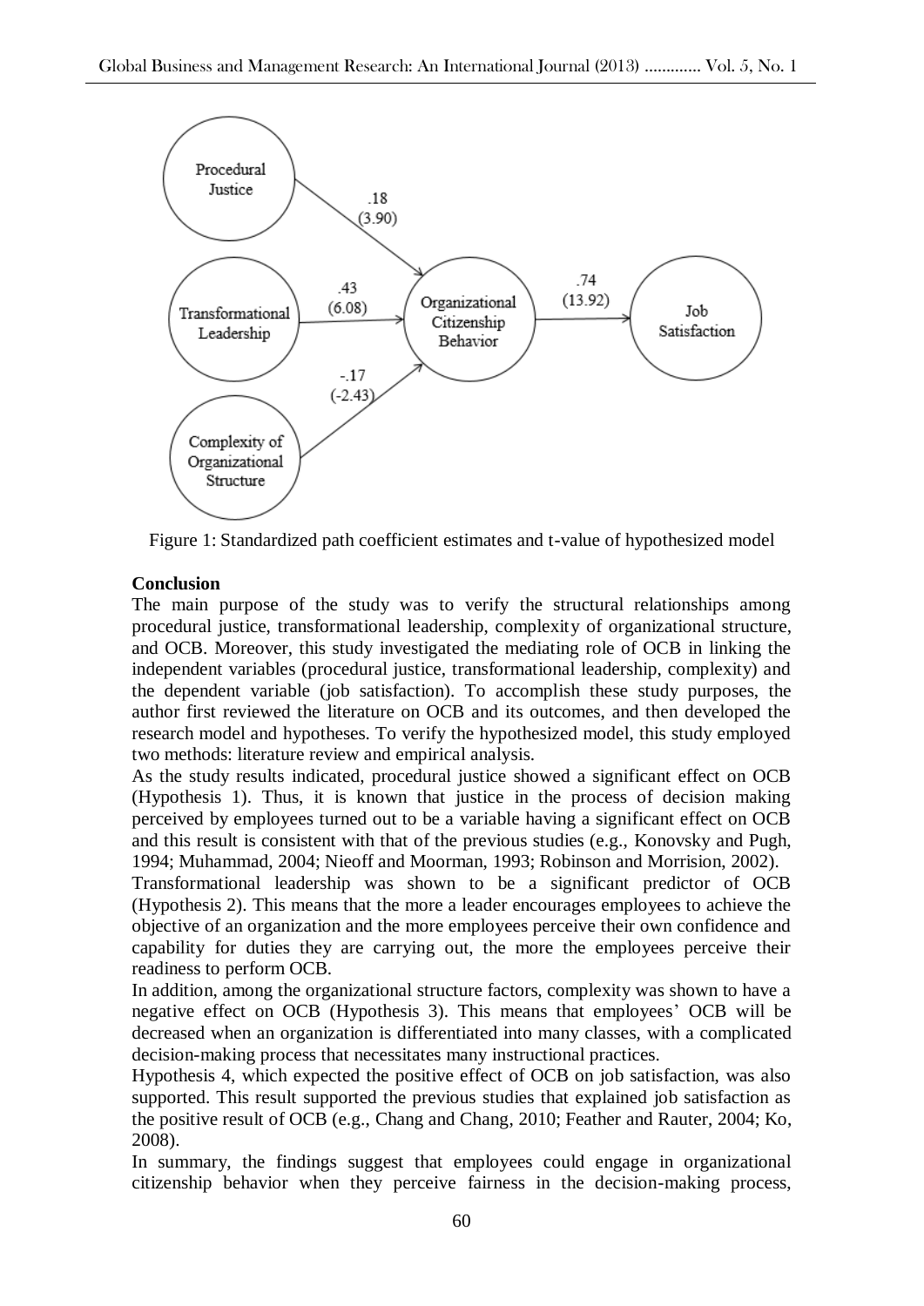Figure 1: Standardized path coefficient estimates and t-value of hypothesized model

**Conclusion**

The main purpose of the study was to verify the structural relationships among procedural justice, transformational leadership, complexity of organizational structure, and OCB. Moreover, this study investigated the mediating role of OCB in linking the independent variables (procedural justice, transformational leadership, complexity) and the dependent variable (job satisfaction). To accomplish these study purposes, the author first reviewed the literature on OCB and its outcomes, and then developed the research model and hypotheses. To verify the hypothesized model, this study employed two methods: literature review and empirical analysis.

As the study results indicated, procedural justice showed a significant effect on OCB (Hypothesis 1). Thus, it is known that justice in the process of decision making perceived by employees turned out to be a variable having a significant effect on OCB and this result is consistent with that of the previous studies (e.g., Konovsky and Pugh, 1994; Muhammad, 2004; Nieoff and Moorman, 1993; Robinson and Morrision, 2002).

Transformational leadership was shown to be a significant predictor of OCB (Hypothesis 2). This means that the more a leader encourages employees to achieve the objective of an organization and the more employees perceive their own confidence and capability for duties they are carrying out, the more the employees perceive their readiness to perform OCB.

In addition, among the organizational structure factors, complexity was shown to have a negative effect on OCB (Hypothesis 3). This means that employees' OCB will be decreased when an organization is differentiated into many classes, with a complicated decision-making process that necessitates many instructional practices.

Hypothesis 4, which expected the positive effect of OCB on job satisfaction, was also supported. This result supported the previous studies that explained job satisfaction as the positive result of OCB (e.g., Chang and Chang, 2010; Feather and Rauter, 2004; Ko, 2008).

In summary, the findings suggest that employees could engage in organizational citizenship behavior when they perceive fairness in the decision-making process,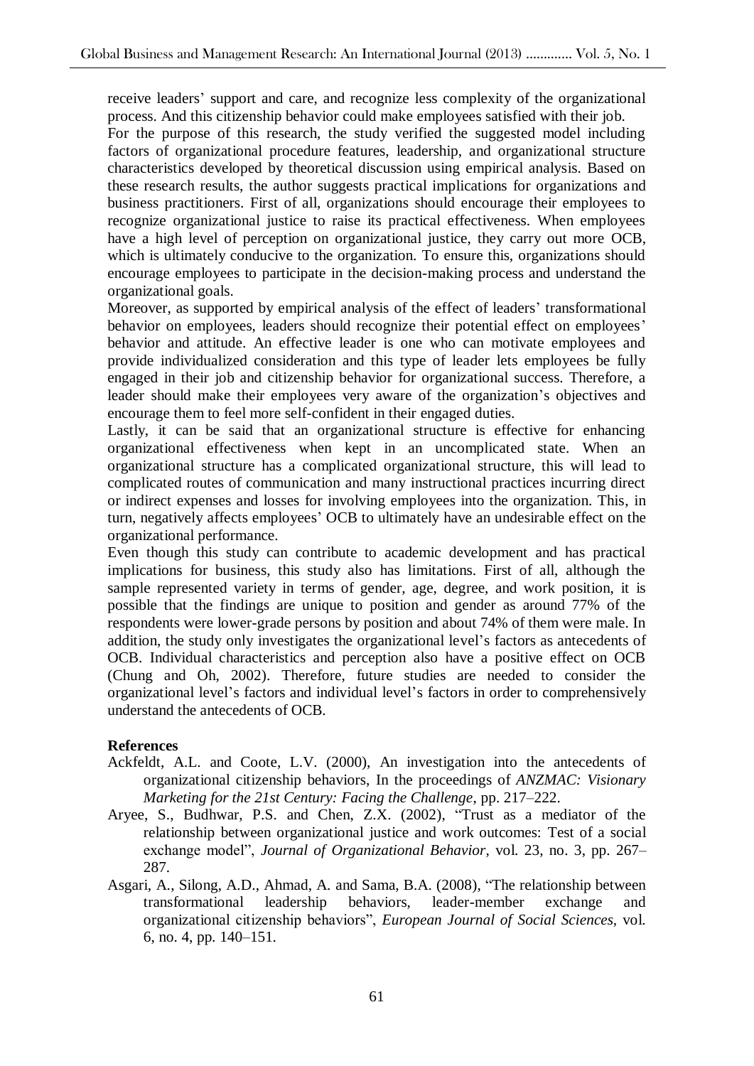receive leaders' support and care, and recognize less complexity of the organizational process. And this citizenship behavior could make employees satisfied with their job.

For the purpose of this research, the study verified the suggested model including factors of organizational procedure features, leadership, and organizational structure characteristics developed by theoretical discussion using empirical analysis. Based on these research results, the author suggests practical implications for organizations and business practitioners. First of all, organizations should encourage their employees to recognize organizational justice to raise its practical effectiveness. When employees have a high level of perception on organizational justice, they carry out more OCB, which is ultimately conducive to the organization. To ensure this, organizations should encourage employees to participate in the decision-making process and understand the organizational goals.

Moreover, as supported by empirical analysis of the effect of leaders' transformational behavior on employees, leaders should recognize their potential effect on employees' behavior and attitude. An effective leader is one who can motivate employees and provide individualized consideration and this type of leader lets employees be fully engaged in their job and citizenship behavior for organizational success. Therefore, a leader should make their employees very aware of the organization's objectives and encourage them to feel more self-confident in their engaged duties.

Lastly, it can be said that an organizational structure is effective for enhancing organizational effectiveness when kept in an uncomplicated state. When an organizational structure has a complicated organizational structure, this will lead to complicated routes of communication and many instructional practices incurring direct or indirect expenses and losses for involving employees into the organization. This, in turn, negatively affects employees' OCB to ultimately have an undesirable effect on the organizational performance.

Even though this study can contribute to academic development and has practical implications for business, this study also has limitations. First of all, although the sample represented variety in terms of gender, age, degree, and work position, it is possible that the findings are unique to position and gender as around 77% of the respondents were lower-grade persons by position and about 74% of them were male. In addition, the study only investigates the organizational level's factors as antecedents of OCB. Individual characteristics and perception also have a positive effect on OCB (Chung and Oh, 2002). Therefore, future studies are needed to consider the organizational level's factors and individual level's factors in order to comprehensively understand the antecedents of OCB.

**References**

Ackfeldt, A.L. and Coote, L.V. (2000), An investigation into the antecedents of organizational citizenship behaviors, In the proceedings of *ANZMAC: Visionary Marketing for the 21st Century: Facing the Challenge*, pp. 217–222.

Aryee, S., Budhwar, P.S. and Chen, Z.X. (2002), "Trust as a mediator of the relationship between organizational justice and work outcomes: Test of a social exchange model", *Journal of Organizational Behavior*, vol. 23, no. 3, pp. 267–287.

Asgari, A., Silong, A.D., Ahmad, A. and Sama, B.A. (2008), "The relationship between transformational leadership behaviors, leader-member exchange and organizational citizenship behaviors", *European Journal of Social Sciences*, vol. 6, no. 4, pp. 140–151.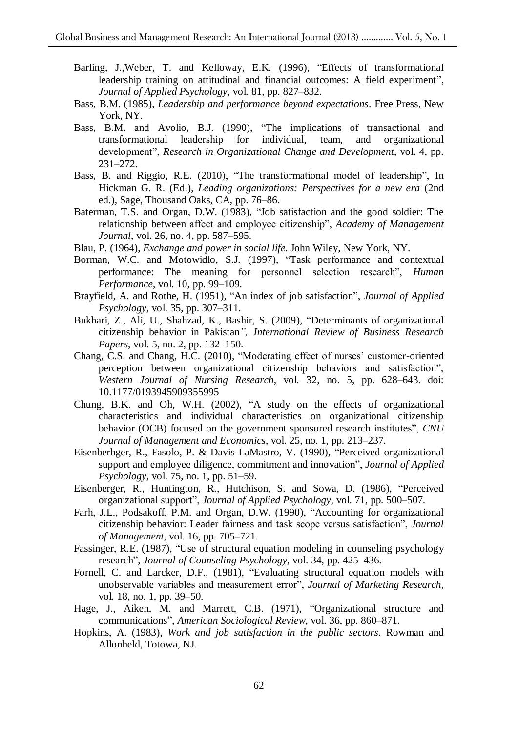Barling, J.,Weber, T. and Kelloway, E.K. (1996), "Effects of transformational leadership training on attitudinal and financial outcomes: A field experiment", *Journal of Applied Psychology,* vol. 81, pp. 827–832.

Bass, B.M. (1985), *Leadership and performance beyond expectations*. Free Press, New York, NY.

Bass, B.M. and Avolio, B.J. (1990), "The implications of transactional and transformational leadership for individual, team, and organizational development", *Research in Organizational Change and Development*, vol. 4, pp. 231–272.

Bass, B. and Riggio, R.E. (2010), "The transformational model of leadership", In Hickman G. R. (Ed.), *Leading organizations: Perspectives for a new era* (2nd ed.), Sage, Thousand Oaks, CA, pp. 76–86.

Baterman, T.S. and Organ, D.W. (1983), "Job satisfaction and the good soldier: The relationship between affect and employee citizenship", *Academy of Management Journal*, vol. 26, no. 4, pp. 587–595.

Blau, P. (1964), *Exchange and power in social life*. John Wiley, New York, NY.

Borman, W.C. and Motowidlo, S.J. (1997), "Task performance and contextual performance: The meaning for personnel selection research", *Human Performance*, vol. 10, pp. 99–109.

Brayfield, A. and Rothe, H. (1951), "An index of job satisfaction", *Journal of Applied Psychology*, vol. 35, pp. 307–311.

Bukhari, Z., Ali, U., Shahzad, K., Bashir, S. (2009), "Determinants of organizational citizenship behavior in Pakistan*", International Review of Business Research Papers*, vol. 5, no. 2, pp. 132–150.

Chang, C.S. and Chang, H.C. (2010), "Moderating effect of nurses' customer-oriented perception between organizational citizenship behaviors and satisfaction", *Western Journal of Nursing Research*, vol. 32, no. 5, pp. 628–643. doi: 10.1177/0193945909355995

Chung, B.K. and Oh, W.H. (2002), "A study on the effects of organizational characteristics and individual characteristics on organizational citizenship behavior (OCB) focused on the government sponsored research institutes", *CNU Journal of Management and Economics*, vol. 25, no. 1, pp. 213–237.

Eisenberbger, R., Fasolo, P. & Davis-LaMastro, V. (1990), "Perceived organizational support and employee diligence, commitment and innovation", *Journal of Applied Psychology*, vol. 75, no. 1, pp. 51–59.

Eisenberger, R., Huntington, R., Hutchison, S. and Sowa, D. (1986), "Perceived organizational support", *Journal of Applied Psychology*, vol. 71, pp. 500–507.

Farh, J.L., Podsakoff, P.M. and Organ, D.W. (1990), "Accounting for organizational citizenship behavior: Leader fairness and task scope versus satisfaction", *Journal of Management*, vol. 16, pp. 705–721.

Fassinger, R.E. (1987), "Use of structural equation modeling in counseling psychology research", *Journal of Counseling Psychology*, vol. 34, pp. 425–436.

Fornell, C. and Larcker, D.F., (1981), "Evaluating structural equation models with unobservable variables and measurement error", *Journal of Marketing Research,* vol. 18, no. 1, pp. 39–50.

Hage, J., Aiken, M. and Marrett, C.B. (1971), "Organizational structure and communications", *American Sociological Review*, vol. 36, pp. 860–871.

Hopkins, A. (1983), *Work and job satisfaction in the public sectors*. Rowman and Allonheld, Totowa, NJ.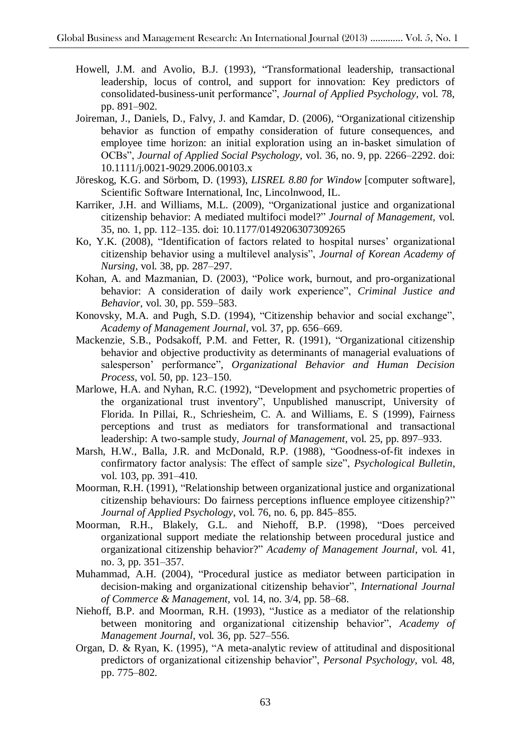Howell, J.M. and Avolio, B.J. (1993), "Transformational leadership, transactional leadership, locus of control, and support for innovation: Key predictors of consolidated-business-unit performance", *Journal of Applied Psychology*, vol. 78, pp. 891–902.

Joireman, J., Daniels, D., Falvy, J. and Kamdar, D. (2006), "Organizational citizenship behavior as function of empathy consideration of future consequences, and employee time horizon: an initial exploration using an in-basket simulation of OCBs", *Journal of Applied Social Psychology*, vol. 36, no. 9, pp. 2266–2292. doi: 10.1111/j.0021-9029.2006.00103.x

Jöreskog, K.G. and Sörbom, D. (1993), *LISREL 8.80 for Window* [computer software], Scientific Software International, Inc, Lincolnwood, IL.

Karriker, J.H. and Williams, M.L. (2009), "Organizational justice and organizational citizenship behavior: A mediated multifoci model?" *Journal of Management*, vol. 35, no. 1, pp. 112–135. doi: 10.1177/0149206307309265

Ko, Y.K. (2008), "Identification of factors related to hospital nurses' organizational citizenship behavior using a multilevel analysis", *Journal of Korean Academy of Nursing*, vol. 38, pp. 287–297.

Kohan, A. and Mazmanian, D. (2003), "Police work, burnout, and pro-organizational behavior: A consideration of daily work experience", *Criminal Justice and Behavior*, vol. 30, pp. 559–583.

Konovsky, M.A. and Pugh, S.D. (1994), "Citizenship behavior and social exchange", *Academy of Management Journal*, vol. 37, pp. 656–669.

Mackenzie, S.B., Podsakoff, P.M. and Fetter, R. (1991), "Organizational citizenship behavior and objective productivity as determinants of managerial evaluations of salesperson' performance", *Organizational Behavior and Human Decision Process*, vol. 50, pp. 123–150.

Marlowe, H.A. and Nyhan, R.C. (1992), "Development and psychometric properties of the organizational trust inventory", Unpublished manuscript, University of Florida. In Pillai, R., Schriesheim, C. A. and Williams, E. S (1999), Fairness perceptions and trust as mediators for transformational and transactional leadership: A two-sample study, *Journal of Management*, vol. 25, pp. 897–933.

Marsh, H.W., Balla, J.R. and McDonald, R.P. (1988), "Goodness-of-fit indexes in confirmatory factor analysis: The effect of sample size", *Psychological Bulletin*, vol. 103, pp. 391–410.

Moorman, R.H. (1991), "Relationship between organizational justice and organizational citizenship behaviours: Do fairness perceptions influence employee citizenship?" *Journal of Applied Psychology*, vol. 76, no. 6, pp. 845–855.

Moorman, R.H., Blakely, G.L. and Niehoff, B.P. (1998), "Does perceived organizational support mediate the relationship between procedural justice and organizational citizenship behavior?" *Academy of Management Journal*, vol. 41, no. 3, pp. 351–357.

Muhammad, A.H. (2004), "Procedural justice as mediator between participation in decision-making and organizational citizenship behavior", *International Journal of Commerce & Management*, vol. 14, no. 3/4, pp. 58–68.

Niehoff, B.P. and Moorman, R.H. (1993), "Justice as a mediator of the relationship between monitoring and organizational citizenship behavior", *Academy of Management Journal*, vol. 36, pp. 527–556.

Organ, D. & Ryan, K. (1995), "A meta-analytic review of attitudinal and dispositional predictors of organizational citizenship behavior", *Personal Psychology*, vol. 48, pp. 775–802.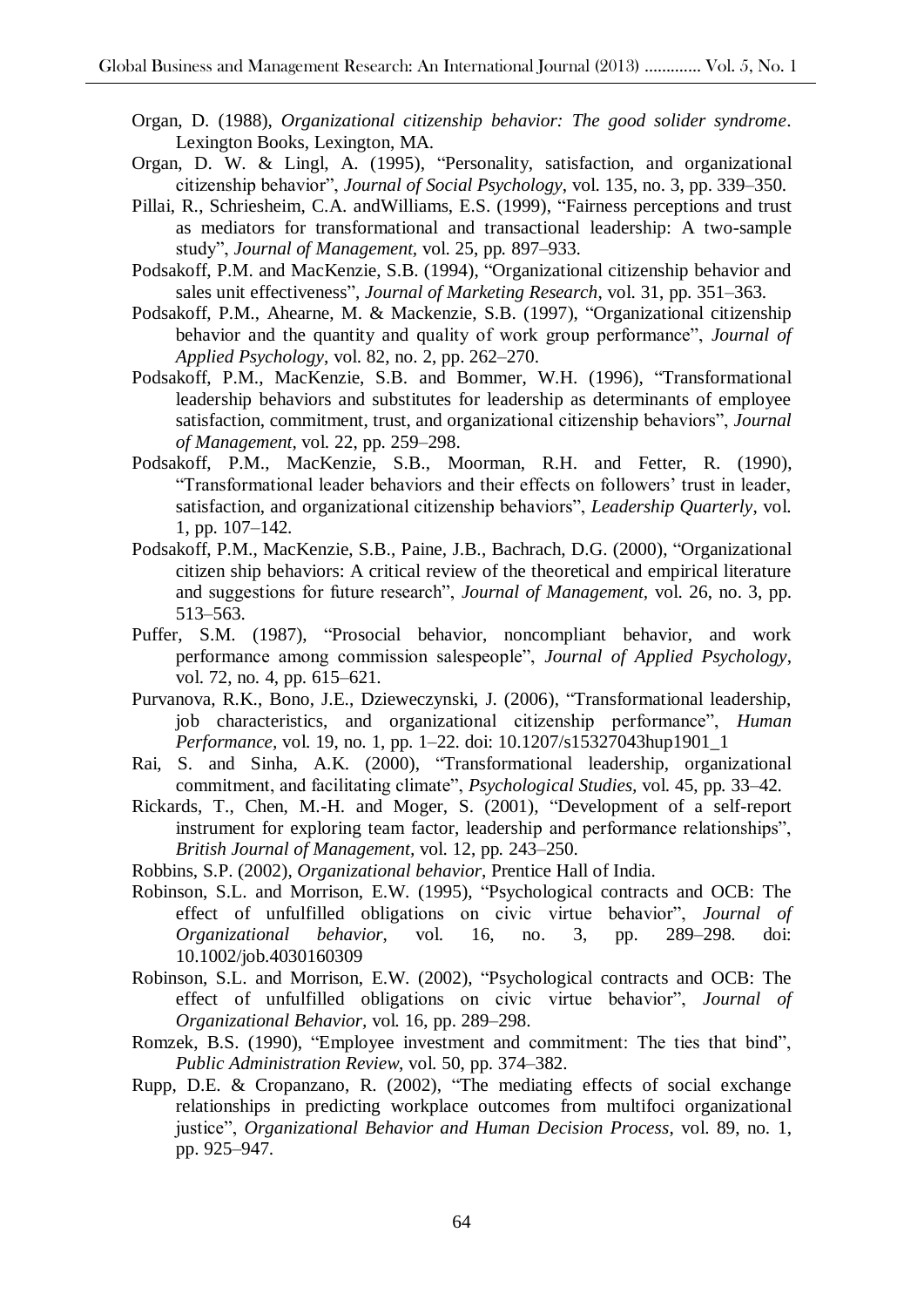Organ, D. (1988), *Organizational citizenship behavior: The good solider syndrome*. Lexington Books, Lexington, MA.

Organ, D. W. & Lingl, A. (1995), "Personality, satisfaction, and organizational citizenship behavior", *Journal of Social Psychology*, vol. 135, no. 3, pp. 339–350.

Pillai, R., Schriesheim, C.A. andWilliams, E.S. (1999), "Fairness perceptions and trust as mediators for transformational and transactional leadership: A two-sample study", *Journal of Management,* vol. 25, pp. 897–933.

Podsakoff, P.M. and MacKenzie, S.B. (1994), "Organizational citizenship behavior and sales unit effectiveness", *Journal of Marketing Research*, vol. 31, pp. 351–363.

Podsakoff, P.M., Ahearne, M. & Mackenzie, S.B. (1997), "Organizational citizenship behavior and the quantity and quality of work group performance", *Journal of Applied Psychology*, vol. 82, no. 2, pp. 262–270.

Podsakoff, P.M., MacKenzie, S.B. and Bommer, W.H. (1996), "Transformational leadership behaviors and substitutes for leadership as determinants of employee satisfaction, commitment, trust, and organizational citizenship behaviors", *Journal of Management*, vol. 22, pp. 259–298.

Podsakoff, P.M., MacKenzie, S.B., Moorman, R.H. and Fetter, R. (1990), "Transformational leader behaviors and their effects on followers' trust in leader, satisfaction, and organizational citizenship behaviors", *Leadership Quarterly*, vol. 1, pp. 107–142.

Podsakoff, P.M., MacKenzie, S.B., Paine, J.B., Bachrach, D.G. (2000), "Organizational citizen ship behaviors: A critical review of the theoretical and empirical literature and suggestions for future research", *Journal of Management,* vol. 26, no. 3, pp. 513–563.

Puffer, S.M. (1987), "Prosocial behavior, noncompliant behavior, and work performance among commission salespeople", *Journal of Applied Psychology*, vol. 72, no. 4, pp. 615–621.

Purvanova, R.K., Bono, J.E., Dzieweczynski, J. (2006), "Transformational leadership, job characteristics, and organizational citizenship performance", *Human Performance,* vol. 19, no. 1, pp. 1–22. doi: 10.1207/s15327043hup1901_1

Rai, S. and Sinha, A.K. (2000), "Transformational leadership, organizational commitment, and facilitating climate", *Psychological Studies,* vol. 45, pp. 33–42.

Rickards, T., Chen, M.-H. and Moger, S. (2001), "Development of a self-report instrument for exploring team factor, leadership and performance relationships", *British Journal of Management*, vol. 12, pp. 243–250.

Robbins, S.P. (2002), *Organizational behavior*, Prentice Hall of India.

Robinson, S.L. and Morrison, E.W. (1995), "Psychological contracts and OCB: The effect of unfulfilled obligations on civic virtue behavior", *Journal of Organizational behavior*, vol. 16, no. 3, pp. 289–298. doi: 10.1002/job.4030160309

Robinson, S.L. and Morrison, E.W. (2002), "Psychological contracts and OCB: The effect of unfulfilled obligations on civic virtue behavior", *Journal of Organizational Behavior*, vol. 16, pp. 289–298.

Romzek, B.S. (1990), "Employee investment and commitment: The ties that bind", *Public Administration Review*, vol. 50, pp. 374–382.

Rupp, D.E. & Cropanzano, R. (2002), "The mediating effects of social exchange relationships in predicting workplace outcomes from multifoci organizational justice", *Organizational Behavior and Human Decision Process*, vol. 89, no. 1, pp. 925–947.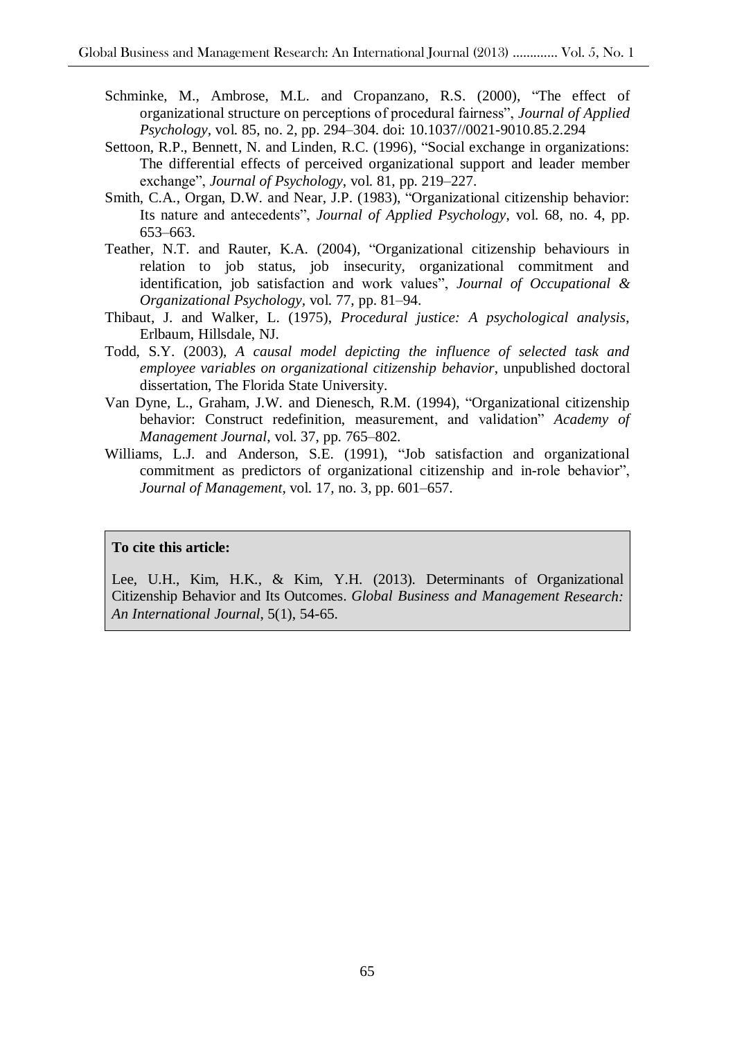Schminke, M., Ambrose, M.L. and Cropanzano, R.S. (2000), "The effect of organizational structure on perceptions of procedural fairness", *Journal of Applied Psychology*, vol. 85, no. 2, pp. 294–304. doi: 10.1037//0021-9010.85.2.294

Settoon, R.P., Bennett, N. and Linden, R.C. (1996), "Social exchange in organizations: The differential effects of perceived organizational support and leader member exchange", *Journal of Psychology*, vol. 81, pp. 219–227.

Smith, C.A., Organ, D.W. and Near, J.P. (1983), "Organizational citizenship behavior: Its nature and antecedents", *Journal of Applied Psychology*, vol. 68, no. 4, pp. 653–663.

Teather, N.T. and Rauter, K.A. (2004), "Organizational citizenship behaviours in relation to job status, job insecurity, organizational commitment and identification, job satisfaction and work values", *Journal of Occupational & Organizational Psychology*, vol. 77, pp. 81–94.

Thibaut, J. and Walker, L. (1975), *Procedural justice: A psychological analysis*, Erlbaum, Hillsdale, NJ.

Todd, S.Y. (2003), *A causal model depicting the influence of selected task and employee variables on organizational citizenship behavior*, unpublished doctoral dissertation, The Florida State University.

Van Dyne, L., Graham, J.W. and Dienesch, R.M. (1994), "Organizational citizenship behavior: Construct redefinition, measurement, and validation" *Academy of Management Journal*, vol. 37, pp. 765–802.

Williams, L.J. and Anderson, S.E. (1991), "Job satisfaction and organizational commitment as predictors of organizational citizenship and in-role behavior", *Journal of Management*, vol. 17, no. 3, pp. 601–657.

**To cite this article:**

Lee, U.H., Kim, H.K., & Kim, Y.H. (2013). Determinants of Organizational Citizenship Behavior and Its Outcomes. *Global Business and Management Research: An International Journal*, 5(1), 54-65.